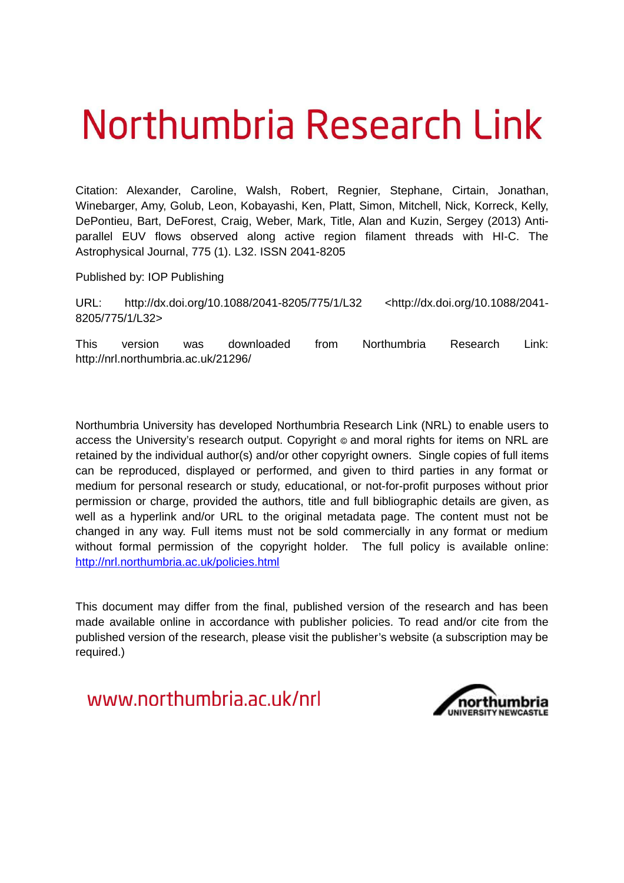# Northumbria Research Link

Citation: Alexander, Caroline, Walsh, Robert, Regnier, Stephane, Cirtain, Jonathan, Winebarger, Amy, Golub, Leon, Kobayashi, Ken, Platt, Simon, Mitchell, Nick, Korreck, Kelly, DePontieu, Bart, DeForest, Craig, Weber, Mark, Title, Alan and Kuzin, Sergey (2013) Anti-parallel EUV flows observed along active region filament threads with HI-C. The Astrophysical Journal, 775 (1). L32. ISSN 2041-8205

Published by: IOP Publishing

URL: http://dx.doi.org/10.1088/2041-8205/775/1/L32 <http://dx.doi.org/10.1088/2041-8205/775/1/L32>

This version was downloaded from Northumbria Research Link: http://nrl.northumbria.ac.uk/21296/

Northumbria University has developed Northumbria Research Link (NRL) to enable users to access the University's research output. Copyright © and moral rights for items on NRL are retained by the individual author(s) and/or other copyright owners. Single copies of full items can be reproduced, displayed or performed, and given to third parties in any format or medium for personal research or study, educational, or not-for-profit purposes without prior permission or charge, provided the authors, title and full bibliographic details are given, as well as a hyperlink and/or URL to the original metadata page. The content must not be changed in any way. Full items must not be sold commercially in any format or medium without formal permission of the copyright holder. The full policy is available online: http://nrl.northumbria.ac.uk/policies.html

This document may differ from the final, published version of the research and has been made available online in accordance with publisher policies. To read and/or cite from the published version of the research, please visit the publisher's website (a subscription may be required.)

www.northumbria.ac.uk/nrl

northumbria UNIVERSITY NEWCASTLE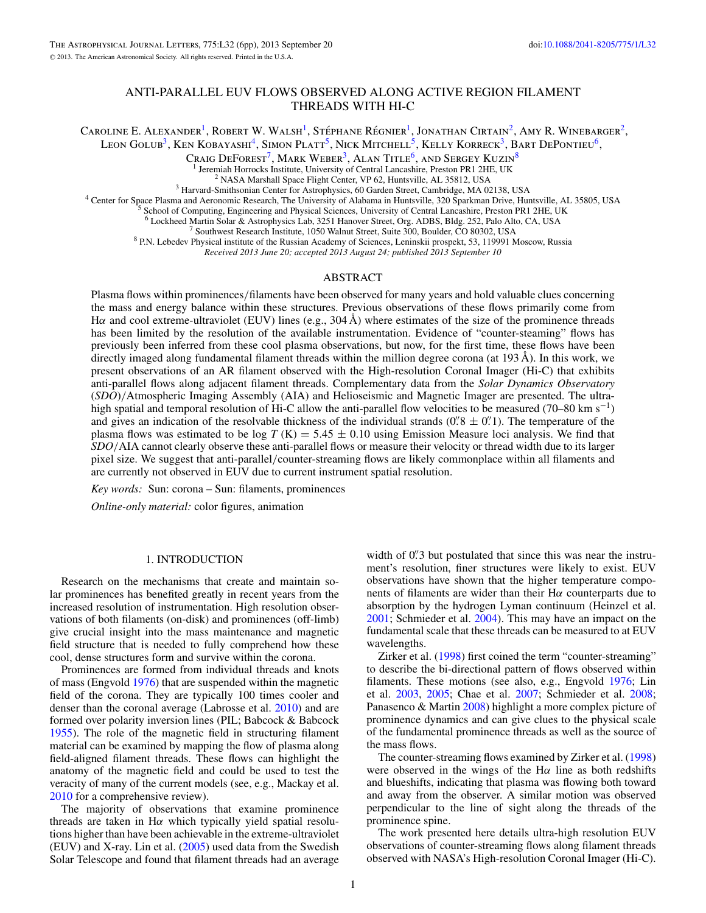# ANTI-PARALLEL EUV FLOWS OBSERVED ALONG ACTIVE REGION FILAMENT THREADS WITH HI-C

Caroline E. Alexander[1], Robert W. Walsh[1], Stéphane Régnier[1], Jonathan Cirtain[2], Amy R. Winebarger[2], Leon Golub[3], Ken Kobayashi[4], Simon Platt[5], Nick Mitchell[5], Kelly Korreck[3], Bart DePontieu[6], Craig DeForest[7], Mark Weber[3], Alan Title[6], and Sergey Kuzin[8]

[1] Jeremiah Horrocks Institute, University of Central Lancashire, Preston PR1 2HE, UK
[2] NASA Marshall Space Flight Center, VP 62, Huntsville, AL 35812, USA
[3] Harvard-Smithsonian Center for Astrophysics, 60 Garden Street, Cambridge, MA 02138, USA
[4] Center for Space Plasma and Aeronomic Research, The University of Alabama in Huntsville, 320 Sparkman Drive, Huntsville, AL 35805, USA
[5] School of Computing, Engineering and Physical Sciences, University of Central Lancashire, Preston PR1 2HE, UK
[6] Lockheed Martin Solar & Astrophysics Lab, 3251 Hanover Street, Org. ADBS, Bldg. 252, Palo Alto, CA, USA
[7] Southwest Research Institute, 1050 Walnut Street, Suite 300, Boulder, CO 80302, USA
[8] P.N. Lebedev Physical institute of the Russian Academy of Sciences, Leninskii prospekt, 53, 119991 Moscow, Russia

*Received 2013 June 20; accepted 2013 August 24; published 2013 September 10*

## ABSTRACT

Plasma flows within prominences/filaments have been observed for many years and hold valuable clues concerning the mass and energy balance within these structures. Previous observations of these flows primarily come from Hα and cool extreme-ultraviolet (EUV) lines (e.g., 304 Å) where estimates of the size of the prominence threads has been limited by the resolution of the available instrumentation. Evidence of "counter-steaming" flows has previously been inferred from these cool plasma observations, but now, for the first time, these flows have been directly imaged along fundamental filament threads within the million degree corona (at 193 Å). In this work, we present observations of an AR filament observed with the High-resolution Coronal Imager (Hi-C) that exhibits anti-parallel flows along adjacent filament threads. Complementary data from the *Solar Dynamics Observatory* (*SDO*)/Atmospheric Imaging Assembly (AIA) and Helioseismic and Magnetic Imager are presented. The ultra-high spatial and temporal resolution of Hi-C allow the anti-parallel flow velocities to be measured (70–80 km $s^{-1}$) and gives an indication of the resolvable thickness of the individual strands ($0''.8 \pm 0''.1$). The temperature of the plasma flows was estimated to be $\log T\,(\mathrm{K}) = 5.45 \pm 0.10$ using Emission Measure loci analysis. We find that *SDO*/AIA cannot clearly observe these anti-parallel flows or measure their velocity or thread width due to its larger pixel size. We suggest that anti-parallel/counter-streaming flows are likely commonplace within all filaments and are currently not observed in EUV due to current instrument spatial resolution.

*Key words:* Sun: corona – Sun: filaments, prominences

*Online-only material:* color figures, animation

## 1. INTRODUCTION

Research on the mechanisms that create and maintain solar prominences has benefited greatly in recent years from the increased resolution of instrumentation. High resolution observations of both filaments (on-disk) and prominences (off-limb) give crucial insight into the mass maintenance and magnetic field structure that is needed to fully comprehend how these cool, dense structures form and survive within the corona.

Prominences are formed from individual threads and knots of mass (Engvold 1976) that are suspended within the magnetic field of the corona. They are typically 100 times cooler and denser than the coronal average (Labrosse et al. 2010) and are formed over polarity inversion lines (PIL; Babcock & Babcock 1955). The role of the magnetic field in structuring filament material can be examined by mapping the flow of plasma along field-aligned filament threads. These flows can highlight the anatomy of the magnetic field and could be used to test the veracity of many of the current models (see, e.g., Mackay et al. 2010 for a comprehensive review).

The majority of observations that examine prominence threads are taken in Hα which typically yield spatial resolutions higher than have been achievable in the extreme-ultraviolet (EUV) and X-ray. Lin et al. (2005) used data from the Swedish Solar Telescope and found that filament threads had an average width of $0''.3$ but postulated that since this was near the instrument's resolution, finer structures were likely to exist. EUV observations have shown that the higher temperature components of filaments are wider than their Hα counterparts due to absorption by the hydrogen Lyman continuum (Heinzel et al. 2001; Schmieder et al. 2004). This may have an impact on the fundamental scale that these threads can be measured to at EUV wavelengths.

Zirker et al. (1998) first coined the term "counter-streaming" to describe the bi-directional pattern of flows observed within filaments. These motions (see also, e.g., Engvold 1976; Lin et al. 2003, 2005; Chae et al. 2007; Schmieder et al. 2008; Panasenco & Martin 2008) highlight a more complex picture of prominence dynamics and can give clues to the physical scale of the fundamental prominence threads as well as the source of the mass flows.

The counter-streaming flows examined by Zirker et al. (1998) were observed in the wings of the Hα line as both redshifts and blueshifts, indicating that plasma was flowing both toward and away from the observer. A similar motion was observed perpendicular to the line of sight along the threads of the prominence spine.

The work presented here details ultra-high resolution EUV observations of counter-streaming flows along filament threads observed with NASA's High-resolution Coronal Imager (Hi-C).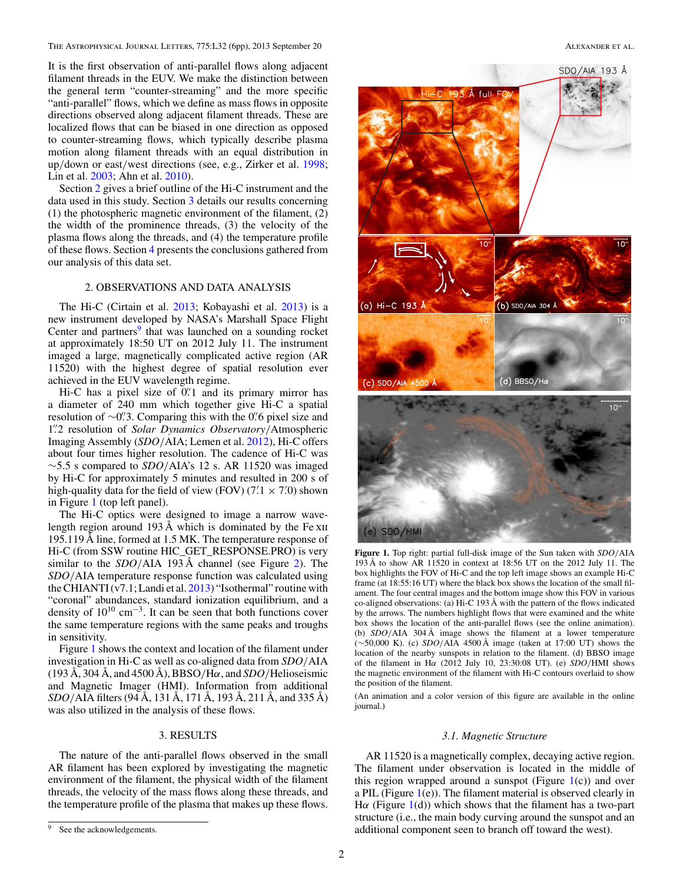It is the first observation of anti-parallel flows along adjacent filament threads in the EUV. We make the distinction between the general term "counter-streaming" and the more specific "anti-parallel" flows, which we define as mass flows in opposite directions observed along adjacent filament threads. These are localized flows that can be biased in one direction as opposed to counter-streaming flows, which typically describe plasma motion along filament threads with an equal distribution in up/down or east/west directions (see, e.g., Zirker et al. 1998; Lin et al. 2003; Ahn et al. 2010).

Section 2 gives a brief outline of the Hi-C instrument and the data used in this study. Section 3 details our results concerning (1) the photospheric magnetic environment of the filament, (2) the width of the prominence threads, (3) the velocity of the plasma flows along the threads, and (4) the temperature profile of these flows. Section 4 presents the conclusions gathered from our analysis of this data set.

## 2. OBSERVATIONS AND DATA ANALYSIS

The Hi-C (Cirtain et al. 2013; Kobayashi et al. 2013) is a new instrument developed by NASA's Marshall Space Flight Center and partners[9] that was launched on a sounding rocket at approximately 18:50 UT on 2012 July 11. The instrument imaged a large, magnetically complicated active region (AR 11520) with the highest degree of spatial resolution ever achieved in the EUV wavelength regime.

Hi-C has a pixel size of 0.″1 and its primary mirror has a diameter of 240 mm which together give Hi-C a spatial resolution of ∼0.″3. Comparing this with the 0.″6 pixel size and 1.″2 resolution of *Solar Dynamics Observatory*/Atmospheric Imaging Assembly (*SDO*/AIA; Lemen et al. 2012), Hi-C offers about four times higher resolution. The cadence of Hi-C was ∼5.5 s compared to *SDO*/AIA's 12 s. AR 11520 was imaged by Hi-C for approximately 5 minutes and resulted in 200 s of high-quality data for the field of view (FOV) (7.′1 × 7.′0) shown in Figure 1 (top left panel).

The Hi-C optics were designed to image a narrow wavelength region around 193 Å which is dominated by the Fe XII 195.119 Å line, formed at 1.5 MK. The temperature response of Hi-C (from SSW routine HIC_GET_RESPONSE.PRO) is very similar to the *SDO*/AIA 193 Å channel (see Figure 2). The *SDO*/AIA temperature response function was calculated using the CHIANTI (v7.1; Landi et al. 2013) "Isothermal" routine with "coronal" abundances, standard ionization equilibrium, and a density of $10^{10}$ cm$^{-3}$. It can be seen that both functions cover the same temperature regions with the same peaks and troughs in sensitivity.

Figure 1 shows the context and location of the filament under investigation in Hi-C as well as co-aligned data from *SDO*/AIA (193 Å, 304 Å, and 4500 Å), BBSO/Hα, and *SDO*/Helioseismic and Magnetic Imager (HMI). Information from additional *SDO*/AIA filters (94 Å, 131 Å, 171 Å, 193 Å, 211 Å, and 335 Å) was also utilized in the analysis of these flows.

## 3. RESULTS

The nature of the anti-parallel flows observed in the small AR filament has been explored by investigating the magnetic environment of the filament, the physical width of the filament threads, the velocity of the mass flows along these threads, and the temperature profile of the plasma that makes up these flows.

[9] See the acknowledgements.

**Figure 1.** Top right: partial full-disk image of the Sun taken with *SDO*/AIA 193 Å to show AR 11520 in context at 18:56 UT on the 2012 July 11. The box highlights the FOV of Hi-C and the top left image shows an example Hi-C frame (at 18:55:16 UT) where the black box shows the location of the small filament. The four central images and the bottom image show this FOV in various co-aligned observations: (a) Hi-C 193 Å with the pattern of the flows indicated by the arrows. The numbers highlight flows that were examined and the white box shows the location of the anti-parallel flows (see the online animation). (b) *SDO*/AIA 304 Å image shows the filament at a lower temperature (∼50,000 K). (c) *SDO*/AIA 4500 Å image (taken at 17:00 UT) shows the location of the nearby sunspots in relation to the filament. (d) BBSO image of the filament in Hα (2012 July 10, 23:30:08 UT). (e) *SDO*/HMI shows the magnetic environment of the filament with Hi-C contours overlaid to show the position of the filament.

(An animation and a color version of this figure are available in the online journal.)

### 3.1. Magnetic Structure

AR 11520 is a magnetically complex, decaying active region. The filament under observation is located in the middle of this region wrapped around a sunspot (Figure 1(c)) and over a PIL (Figure 1(e)). The filament material is observed clearly in Hα (Figure 1(d)) which shows that the filament has a two-part structure (i.e., the main body curving around the sunspot and an additional component seen to branch off toward the west).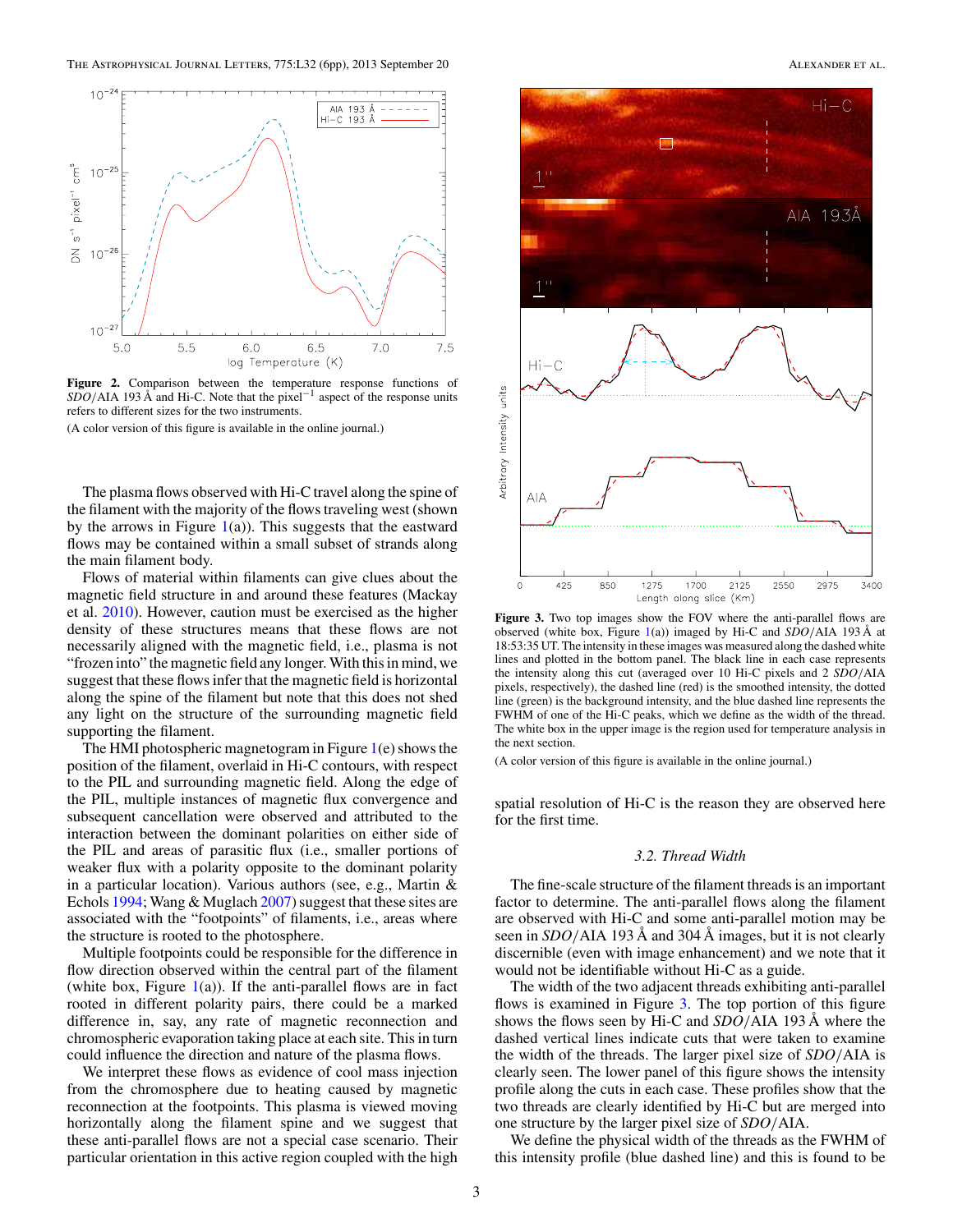**Figure 2.** Comparison between the temperature response functions of *SDO*/AIA 193 Å and Hi-C. Note that the pixel$^{-1}$ aspect of the response units refers to different sizes for the two instruments.

(A color version of this figure is available in the online journal.)

The plasma flows observed with Hi-C travel along the spine of the filament with the majority of the flows traveling west (shown by the arrows in Figure 1(a)). This suggests that the eastward flows may be contained within a small subset of strands along the main filament body.

Flows of material within filaments can give clues about the magnetic field structure in and around these features (Mackay et al. 2010). However, caution must be exercised as the higher density of these structures means that these flows are not necessarily aligned with the magnetic field, i.e., plasma is not "frozen into" the magnetic field any longer. With this in mind, we suggest that these flows infer that the magnetic field is horizontal along the spine of the filament but note that this does not shed any light on the structure of the surrounding magnetic field supporting the filament.

The HMI photospheric magnetogram in Figure 1(e) shows the position of the filament, overlaid in Hi-C contours, with respect to the PIL and surrounding magnetic field. Along the edge of the PIL, multiple instances of magnetic flux convergence and subsequent cancellation were observed and attributed to the interaction between the dominant polarities on either side of the PIL and areas of parasitic flux (i.e., smaller portions of weaker flux with a polarity opposite to the dominant polarity in a particular location). Various authors (see, e.g., Martin & Echols 1994; Wang & Muglach 2007) suggest that these sites are associated with the "footpoints" of filaments, i.e., areas where the structure is rooted to the photosphere.

Multiple footpoints could be responsible for the difference in flow direction observed within the central part of the filament (white box, Figure 1(a)). If the anti-parallel flows are in fact rooted in different polarity pairs, there could be a marked difference in, say, any rate of magnetic reconnection and chromospheric evaporation taking place at each site. This in turn could influence the direction and nature of the plasma flows.

We interpret these flows as evidence of cool mass injection from the chromosphere due to heating caused by magnetic reconnection at the footpoints. This plasma is viewed moving horizontally along the filament spine and we suggest that these anti-parallel flows are not a special case scenario. Their particular orientation in this active region coupled with the high spatial resolution of Hi-C is the reason they are observed here for the first time.

**Figure 3.** Two top images show the FOV where the anti-parallel flows are observed (white box, Figure 1(a)) imaged by Hi-C and *SDO*/AIA 193 Å at 18:53:35 UT. The intensity in these images was measured along the dashed white lines and plotted in the bottom panel. The black line in each case represents the intensity along this cut (averaged over 10 Hi-C pixels and 2 *SDO*/AIA pixels, respectively), the dashed line (red) is the smoothed intensity, the dotted line (green) is the background intensity, and the blue dashed line represents the FWHM of one of the Hi-C peaks, which we define as the width of the thread. The white box in the upper image is the region used for temperature analysis in the next section.

(A color version of this figure is available in the online journal.)

### 3.2. Thread Width

The fine-scale structure of the filament threads is an important factor to determine. The anti-parallel flows along the filament are observed with Hi-C and some anti-parallel motion may be seen in *SDO*/AIA 193 Å and 304 Å images, but it is not clearly discernible (even with image enhancement) and we note that it would not be identifiable without Hi-C as a guide.

The width of the two adjacent threads exhibiting anti-parallel flows is examined in Figure 3. The top portion of this figure shows the flows seen by Hi-C and *SDO*/AIA 193 Å where the dashed vertical lines indicate cuts that were taken to examine the width of the threads. The larger pixel size of *SDO*/AIA is clearly seen. The lower panel of this figure shows the intensity profile along the cuts in each case. These profiles show that the two threads are clearly identified by Hi-C but are merged into one structure by the larger pixel size of *SDO*/AIA.

We define the physical width of the threads as the FWHM of this intensity profile (blue dashed line) and this is found to be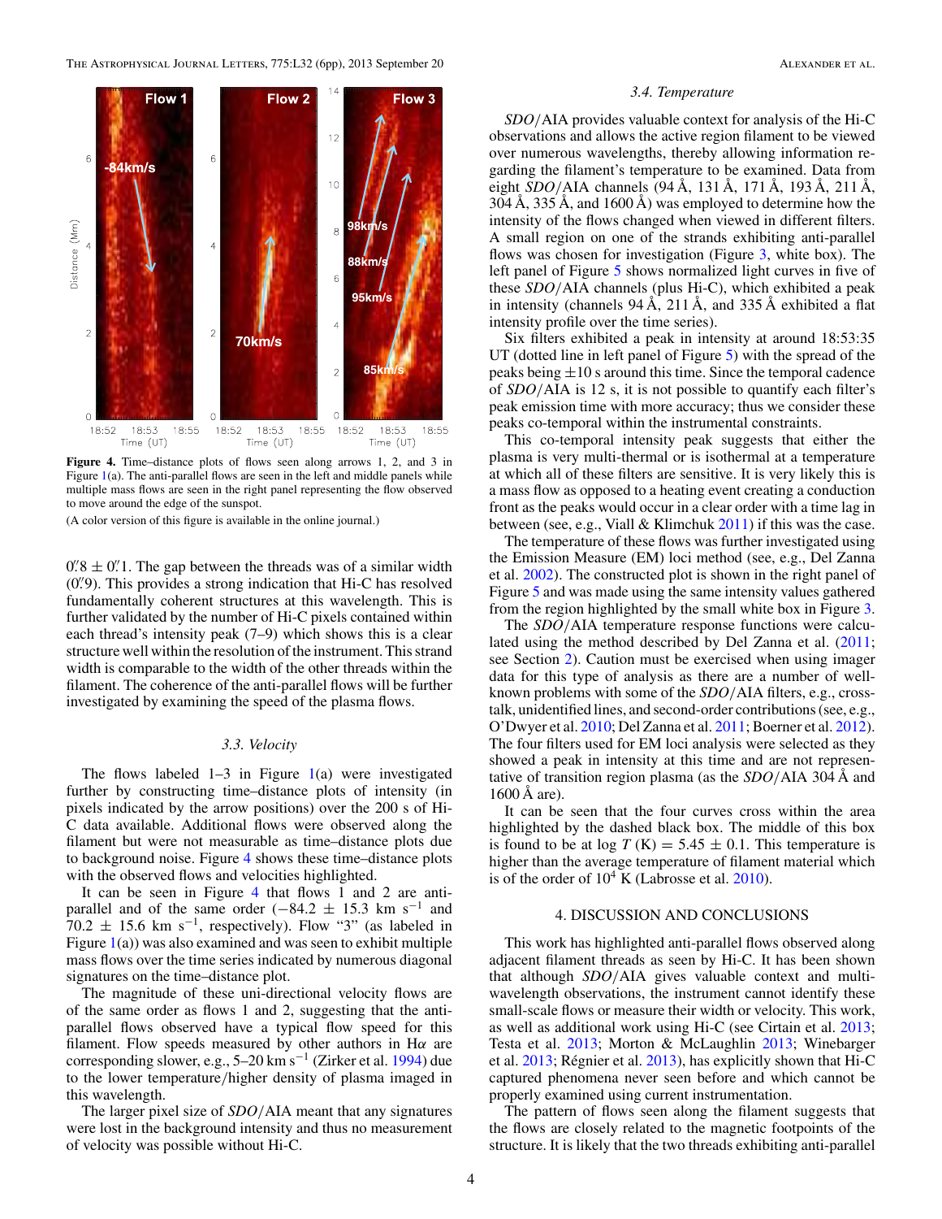**Figure 4.** Time–distance plots of flows seen along arrows 1, 2, and 3 in Figure 1(a). The anti-parallel flows are seen in the left and middle panels while multiple mass flows are seen in the right panel representing the flow observed to move around the edge of the sunspot.

(A color version of this figure is available in the online journal.)

$0\farcs8 \pm 0\farcs1$. The gap between the threads was of a similar width ($0\farcs9$). This provides a strong indication that Hi-C has resolved fundamentally coherent structures at this wavelength. This is further validated by the number of Hi-C pixels contained within each thread's intensity peak (7–9) which shows this is a clear structure well within the resolution of the instrument. This strand width is comparable to the width of the other threads within the filament. The coherence of the anti-parallel flows will be further investigated by examining the speed of the plasma flows.

### 3.3. Velocity

The flows labeled 1–3 in Figure 1(a) were investigated further by constructing time–distance plots of intensity (in pixels indicated by the arrow positions) over the 200 s of Hi-C data available. Additional flows were observed along the filament but were not measurable as time–distance plots due to background noise. Figure 4 shows these time–distance plots with the observed flows and velocities highlighted.

It can be seen in Figure 4 that flows 1 and 2 are anti-parallel and of the same order ($-84.2 \pm 15.3$ km s$^{-1}$ and $70.2 \pm 15.6$ km s$^{-1}$, respectively). Flow "3" (as labeled in Figure 1(a)) was also examined and was seen to exhibit multiple mass flows over the time series indicated by numerous diagonal signatures on the time–distance plot.

The magnitude of these uni-directional velocity flows are of the same order as flows 1 and 2, suggesting that the anti-parallel flows observed have a typical flow speed for this filament. Flow speeds measured by other authors in H$\alpha$ are corresponding slower, e.g., 5–20 km s$^{-1}$ (Zirker et al. 1994) due to the lower temperature/higher density of plasma imaged in this wavelength.

The larger pixel size of *SDO*/AIA meant that any signatures were lost in the background intensity and thus no measurement of velocity was possible without Hi-C.

### 3.4. Temperature

*SDO*/AIA provides valuable context for analysis of the Hi-C observations and allows the active region filament to be viewed over numerous wavelengths, thereby allowing information regarding the filament's temperature to be examined. Data from eight *SDO*/AIA channels (94 Å, 131 Å, 171 Å, 193 Å, 211 Å, 304 Å, 335 Å, and 1600 Å) was employed to determine how the intensity of the flows changed when viewed in different filters. A small region on one of the strands exhibiting anti-parallel flows was chosen for investigation (Figure 3, white box). The left panel of Figure 5 shows normalized light curves in five of these *SDO*/AIA channels (plus Hi-C), which exhibited a peak in intensity (channels 94 Å, 211 Å, and 335 Å exhibited a flat intensity profile over the time series).

Six filters exhibited a peak in intensity at around 18:53:35 UT (dotted line in left panel of Figure 5) with the spread of the peaks being $\pm 10$ s around this time. Since the temporal cadence of *SDO*/AIA is 12 s, it is not possible to quantify each filter's peak emission time with more accuracy; thus we consider these peaks co-temporal within the instrumental constraints.

This co-temporal intensity peak suggests that either the plasma is very multi-thermal or is isothermal at a temperature at which all of these filters are sensitive. It is very likely this is a mass flow as opposed to a heating event creating a conduction front as the peaks would occur in a clear order with a time lag in between (see, e.g., Viall & Klimchuk 2011) if this was the case.

The temperature of these flows was further investigated using the Emission Measure (EM) loci method (see, e.g., Del Zanna et al. 2002). The constructed plot is shown in the right panel of Figure 5 and was made using the same intensity values gathered from the region highlighted by the small white box in Figure 3.

The *SDO*/AIA temperature response functions were calculated using the method described by Del Zanna et al. (2011; see Section 2). Caution must be exercised when using imager data for this type of analysis as there are a number of well-known problems with some of the *SDO*/AIA filters, e.g., cross-talk, unidentified lines, and second-order contributions (see, e.g., O'Dwyer et al. 2010; Del Zanna et al. 2011; Boerner et al. 2012). The four filters used for EM loci analysis were selected as they showed a peak in intensity at this time and are not representative of transition region plasma (as the *SDO*/AIA 304 Å and 1600 Å are).

It can be seen that the four curves cross within the area highlighted by the dashed black box. The middle of this box is found to be at $\log T\,(\mathrm{K}) = 5.45 \pm 0.1$. This temperature is higher than the average temperature of filament material which is of the order of $10^4$ K (Labrosse et al. 2010).

## 4. DISCUSSION AND CONCLUSIONS

This work has highlighted anti-parallel flows observed along adjacent filament threads as seen by Hi-C. It has been shown that although *SDO*/AIA gives valuable context and multi-wavelength observations, the instrument cannot identify these small-scale flows or measure their width or velocity. This work, as well as additional work using Hi-C (see Cirtain et al. 2013; Testa et al. 2013; Morton & McLaughlin 2013; Winebarger et al. 2013; Régnier et al. 2013), has explicitly shown that Hi-C captured phenomena never seen before and which cannot be properly examined using current instrumentation.

The pattern of flows seen along the filament suggests that the flows are closely related to the magnetic footpoints of the structure. It is likely that the two threads exhibiting anti-parallel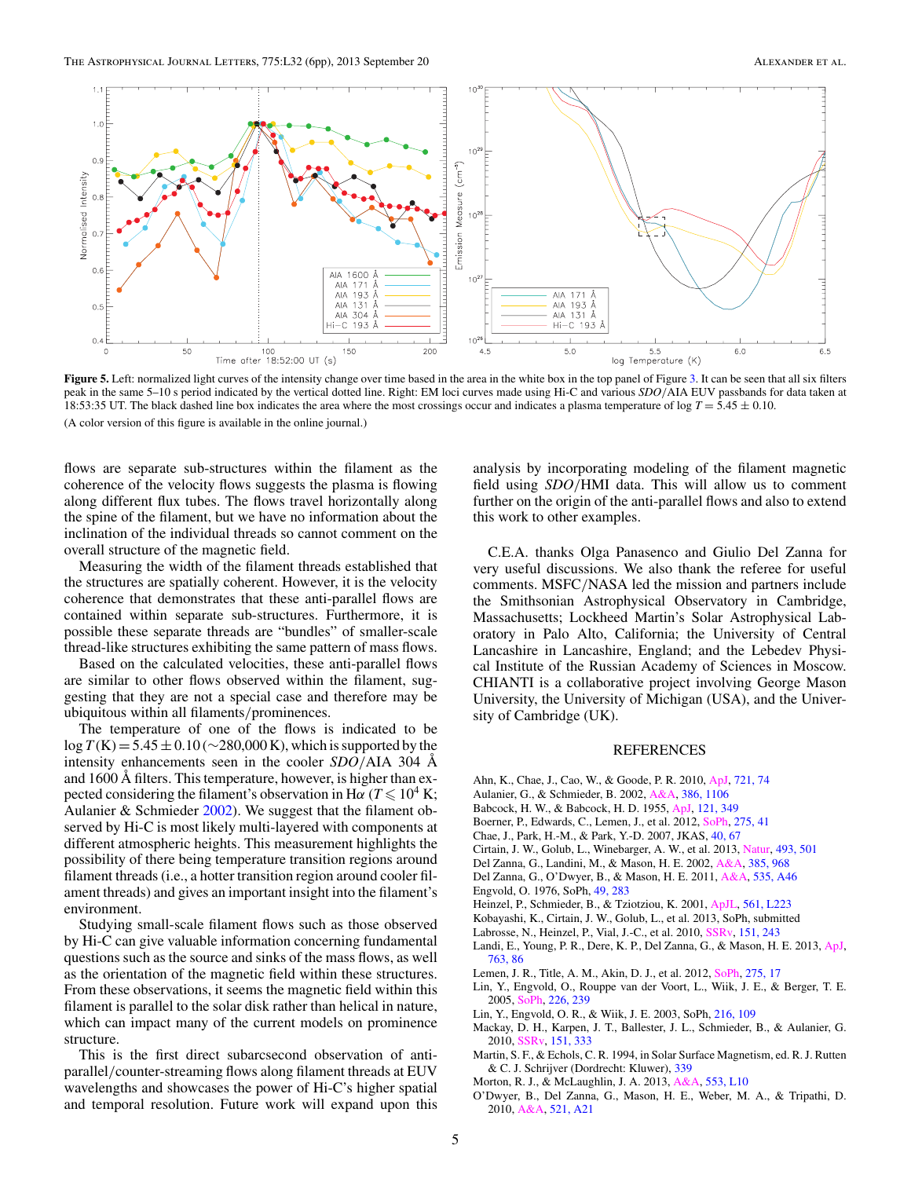**Figure 5.** Left: normalized light curves of the intensity change over time based in the area in the white box in the top panel of Figure 3. It can be seen that all six filters peak in the same 5–10 s period indicated by the vertical dotted line. Right: EM loci curves made using Hi-C and various *SDO*/AIA EUV passbands for data taken at 18:53:35 UT. The black dashed line box indicates the area where the most crossings occur and indicates a plasma temperature of log $T = 5.45 \pm 0.10$.

(A color version of this figure is available in the online journal.)

flows are separate sub-structures within the filament as the coherence of the velocity flows suggests the plasma is flowing along different flux tubes. The flows travel horizontally along the spine of the filament, but we have no information about the inclination of the individual threads so cannot comment on the overall structure of the magnetic field.

Measuring the width of the filament threads established that the structures are spatially coherent. However, it is the velocity coherence that demonstrates that these anti-parallel flows are contained within separate sub-structures. Furthermore, it is possible these separate threads are "bundles" of smaller-scale thread-like structures exhibiting the same pattern of mass flows.

Based on the calculated velocities, these anti-parallel flows are similar to other flows observed within the filament, suggesting that they are not a special case and therefore may be ubiquitous within all filaments/prominences.

The temperature of one of the flows is indicated to be $\log T(\mathrm{K}) = 5.45 \pm 0.10$ (∼280,000 K), which is supported by the intensity enhancements seen in the cooler *SDO*/AIA 304 Å and 1600 Å filters. This temperature, however, is higher than expected considering the filament's observation in Hα ($T \leqslant 10^4$ K; Aulanier & Schmieder 2002). We suggest that the filament observed by Hi-C is most likely multi-layered with components at different atmospheric heights. This measurement highlights the possibility of there being temperature transition regions around filament threads (i.e., a hotter transition region around cooler filament threads) and gives an important insight into the filament's environment.

Studying small-scale filament flows such as those observed by Hi-C can give valuable information concerning fundamental questions such as the source and sinks of the mass flows, as well as the orientation of the magnetic field within these structures. From these observations, it seems the magnetic field within this filament is parallel to the solar disk rather than helical in nature, which can impact many of the current models on prominence structure.

This is the first direct subarcsecond observation of anti-parallel/counter-streaming flows along filament threads at EUV wavelengths and showcases the power of Hi-C's higher spatial and temporal resolution. Future work will expand upon this analysis by incorporating modeling of the filament magnetic field using *SDO*/HMI data. This will allow us to comment further on the origin of the anti-parallel flows and also to extend this work to other examples.

C.E.A. thanks Olga Panasenco and Giulio Del Zanna for very useful discussions. We also thank the referee for useful comments. MSFC/NASA led the mission and partners include the Smithsonian Astrophysical Observatory in Cambridge, Massachusetts; Lockheed Martin's Solar Astrophysical Laboratory in Palo Alto, California; the University of Central Lancashire in Lancashire, England; and the Lebedev Physical Institute of the Russian Academy of Sciences in Moscow. CHIANTI is a collaborative project involving George Mason University, the University of Michigan (USA), and the University of Cambridge (UK).

## REFERENCES

Ahn, K., Chae, J., Cao, W., & Goode, P. R. 2010, ApJ, 721, 74
Aulanier, G., & Schmieder, B. 2002, A&A, 386, 1106
Babcock, H. W., & Babcock, H. D. 1955, ApJ, 121, 349
Boerner, P., Edwards, C., Lemen, J., et al. 2012, SoPh, 275, 41
Chae, J., Park, H.-M., & Park, Y.-D. 2007, JKAS, 40, 67
Cirtain, J. W., Golub, L., Winebarger, A. W., et al. 2013, Natur, 493, 501
Del Zanna, G., Landini, M., & Mason, H. E. 2002, A&A, 385, 968
Del Zanna, G., O'Dwyer, B., & Mason, H. E. 2011, A&A, 535, A46
Engvold, O. 1976, SoPh, 49, 283
Heinzel, P., Schmieder, B., & Tziotziou, K. 2001, ApJL, 561, L223
Kobayashi, K., Cirtain, J. W., Golub, L., et al. 2013, SoPh, submitted
Labrosse, N., Heinzel, P., Vial, J.-C., et al. 2010, SSRv, 151, 243
Landi, E., Young, P. R., Dere, K. P., Del Zanna, G., & Mason, H. E. 2013, ApJ, 763, 86
Lemen, J. R., Title, A. M., Akin, D. J., et al. 2012, SoPh, 275, 17
Lin, Y., Engvold, O., Rouppe van der Voort, L., Wiik, J. E., & Berger, T. E. 2005, SoPh, 226, 239
Lin, Y., Engvold, O. R., & Wiik, J. E. 2003, SoPh, 216, 109
Mackay, D. H., Karpen, J. T., Ballester, J. L., Schmieder, B., & Aulanier, G. 2010, SSRv, 151, 333
Martin, S. F., & Echols, C. R. 1994, in Solar Surface Magnetism, ed. R. J. Rutten & C. J. Schrijver (Dordrecht: Kluwer), 339
Morton, R. J., & McLaughlin, J. A. 2013, A&A, 553, L10
O'Dwyer, B., Del Zanna, G., Mason, H. E., Weber, M. A., & Tripathi, D. 2010, A&A, 521, A21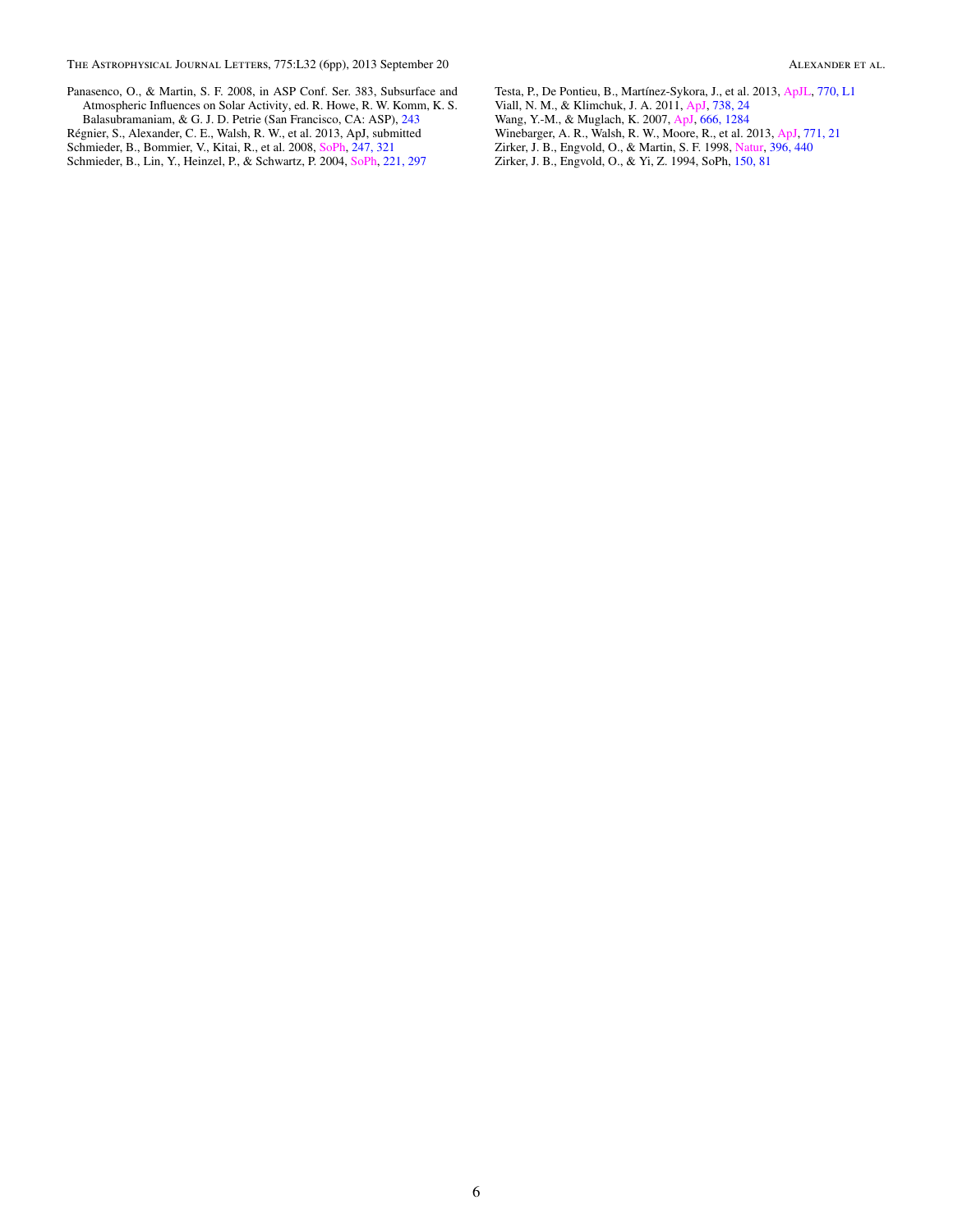Panasenco, O., & Martin, S. F. 2008, in ASP Conf. Ser. 383, Subsurface and Atmospheric Influences on Solar Activity, ed. R. Howe, R. W. Komm, K. S. Balasubramaniam, & G. J. D. Petrie (San Francisco, CA: ASP), 243

Régnier, S., Alexander, C. E., Walsh, R. W., et al. 2013, ApJ, submitted

Schmieder, B., Bommier, V., Kitai, R., et al. 2008, SoPh, 247, 321

Schmieder, B., Lin, Y., Heinzel, P., & Schwartz, P. 2004, SoPh, 221, 297

Testa, P., De Pontieu, B., Martínez-Sykora, J., et al. 2013, ApJL, 770, L1

Viall, N. M., & Klimchuk, J. A. 2011, ApJ, 738, 24

Wang, Y.-M., & Muglach, K. 2007, ApJ, 666, 1284

Winebarger, A. R., Walsh, R. W., Moore, R., et al. 2013, ApJ, 771, 21

Zirker, J. B., Engvold, O., & Martin, S. F. 1998, Natur, 396, 440

Zirker, J. B., Engvold, O., & Yi, Z. 1994, SoPh, 150, 81